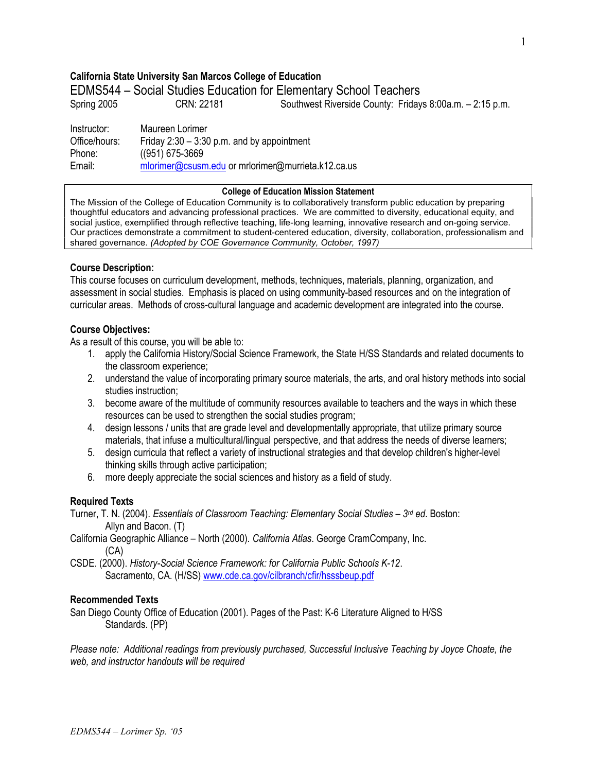**California State University San Marcos College of Education**

# EDMS544 – Social Studies Education for Elementary School Teachers

Spring 2005 CRN: 22181 Southwest Riverside County: Fridays 8:00a.m. – 2:15 p.m.

Instructor: Maureen Lorimer
Office/hours: Friday 2:30 – 3:30 p.m. and by appointment
Phone: ((951) 675-3669
Email: mlorimer@csusm.edu or mrlorimer@murrieta.k12.ca.us

**College of Education Mission Statement**

The Mission of the College of Education Community is to collaboratively transform public education by preparing thoughtful educators and advancing professional practices. We are committed to diversity, educational equity, and social justice, exemplified through reflective teaching, life-long learning, innovative research and on-going service. Our practices demonstrate a commitment to student-centered education, diversity, collaboration, professionalism and shared governance. *(Adopted by COE Governance Community, October, 1997)*

**Course Description:**

This course focuses on curriculum development, methods, techniques, materials, planning, organization, and assessment in social studies. Emphasis is placed on using community-based resources and on the integration of curricular areas. Methods of cross-cultural language and academic development are integrated into the course.

**Course Objectives:**

As a result of this course, you will be able to:

1. apply the California History/Social Science Framework, the State H/SS Standards and related documents to the classroom experience;
2. understand the value of incorporating primary source materials, the arts, and oral history methods into social studies instruction;
3. become aware of the multitude of community resources available to teachers and the ways in which these resources can be used to strengthen the social studies program;
4. design lessons / units that are grade level and developmentally appropriate, that utilize primary source materials, that infuse a multicultural/lingual perspective, and that address the needs of diverse learners;
5. design curricula that reflect a variety of instructional strategies and that develop children's higher-level thinking skills through active participation;
6. more deeply appreciate the social sciences and history as a field of study.

**Required Texts**

Turner, T. N. (2004). *Essentials of Classroom Teaching: Elementary Social Studies – 3rd ed*. Boston: Allyn and Bacon. (T)

California Geographic Alliance – North (2000). *California Atlas*. George CramCompany, Inc. (CA)

CSDE. (2000). *History-Social Science Framework: for California Public Schools K-12*. Sacramento, CA. (H/SS) www.cde.ca.gov/cilbranch/cfir/hsssbeup.pdf

**Recommended Texts**

San Diego County Office of Education (2001). Pages of the Past: K-6 Literature Aligned to H/SS Standards. (PP)

*Please note: Additional readings from previously purchased, Successful Inclusive Teaching by Joyce Choate, the web, and instructor handouts will be required*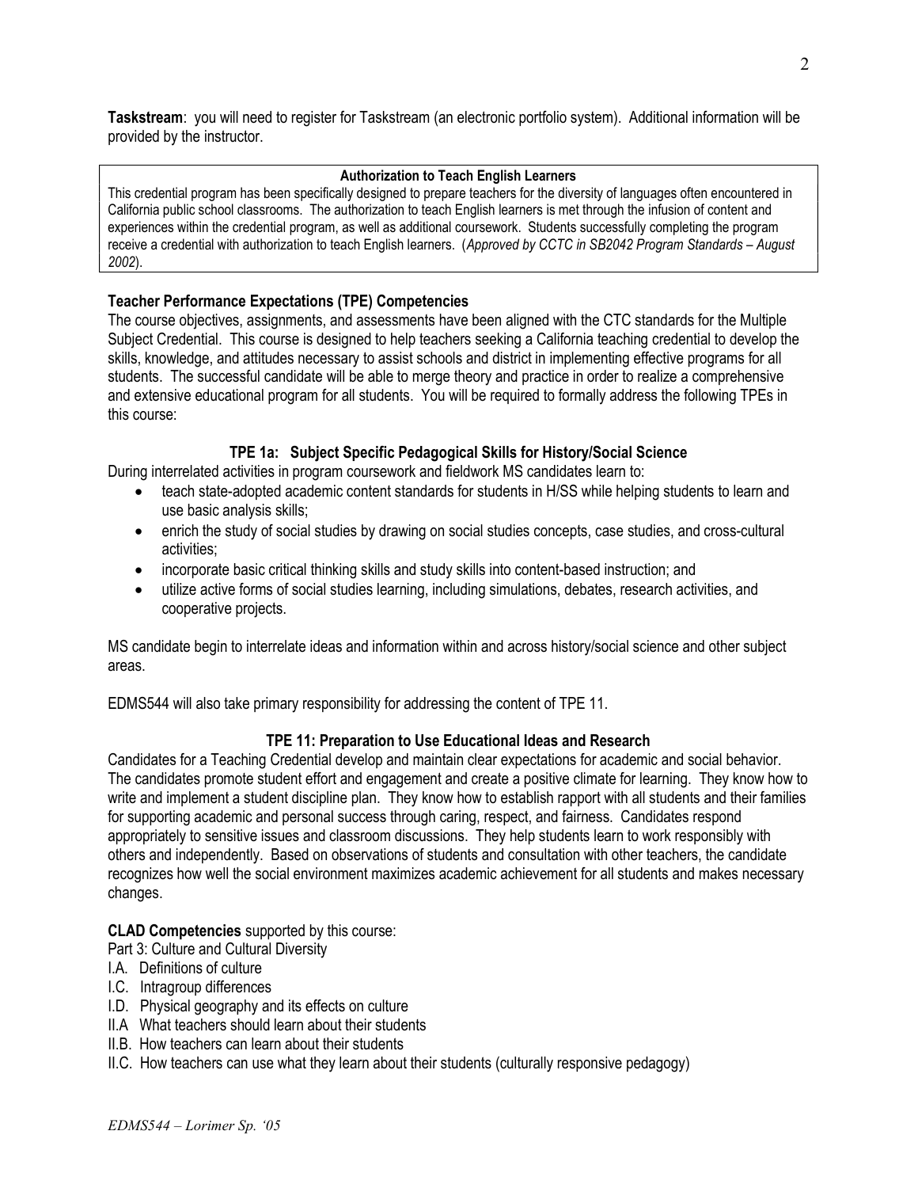**Tasksstream**: you will need to register for Taskstream (an electronic portfolio system). Additional information will be provided by the instructor.

**Authorization to Teach English Learners**

This credential program has been specifically designed to prepare teachers for the diversity of languages often encountered in California public school classrooms. The authorization to teach English learners is met through the infusion of content and experiences within the credential program, as well as additional coursework. Students successfully completing the program receive a credential with authorization to teach English learners. (*Approved by CCTC in SB2042 Program Standards – August 2002*).

**Teacher Performance Expectations (TPE) Competencies**

The course objectives, assignments, and assessments have been aligned with the CTC standards for the Multiple Subject Credential. This course is designed to help teachers seeking a California teaching credential to develop the skills, knowledge, and attitudes necessary to assist schools and district in implementing effective programs for all students. The successful candidate will be able to merge theory and practice in order to realize a comprehensive and extensive educational program for all students. You will be required to formally address the following TPEs in this course:

**TPE 1a: Subject Specific Pedagogical Skills for History/Social Science**

During interrelated activities in program coursework and fieldwork MS candidates learn to:

- teach state-adopted academic content standards for students in H/SS while helping students to learn and use basic analysis skills;
- enrich the study of social studies by drawing on social studies concepts, case studies, and cross-cultural activities;
- incorporate basic critical thinking skills and study skills into content-based instruction; and
- utilize active forms of social studies learning, including simulations, debates, research activities, and cooperative projects.

MS candidate begin to interrelate ideas and information within and across history/social science and other subject areas.

EDMS544 will also take primary responsibility for addressing the content of TPE 11.

**TPE 11: Preparation to Use Educational Ideas and Research**

Candidates for a Teaching Credential develop and maintain clear expectations for academic and social behavior. The candidates promote student effort and engagement and create a positive climate for learning. They know how to write and implement a student discipline plan. They know how to establish rapport with all students and their families for supporting academic and personal success through caring, respect, and fairness. Candidates respond appropriately to sensitive issues and classroom discussions. They help students learn to work responsibly with others and independently. Based on observations of students and consultation with other teachers, the candidate recognizes how well the social environment maximizes academic achievement for all students and makes necessary changes.

**CLAD Competencies** supported by this course:

Part 3: Culture and Cultural Diversity

I.A. Definitions of culture
I.C. Intragroup differences
I.D. Physical geography and its effects on culture
II.A What teachers should learn about their students
II.B. How teachers can learn about their students
II.C. How teachers can use what they learn about their students (culturally responsive pedagogy)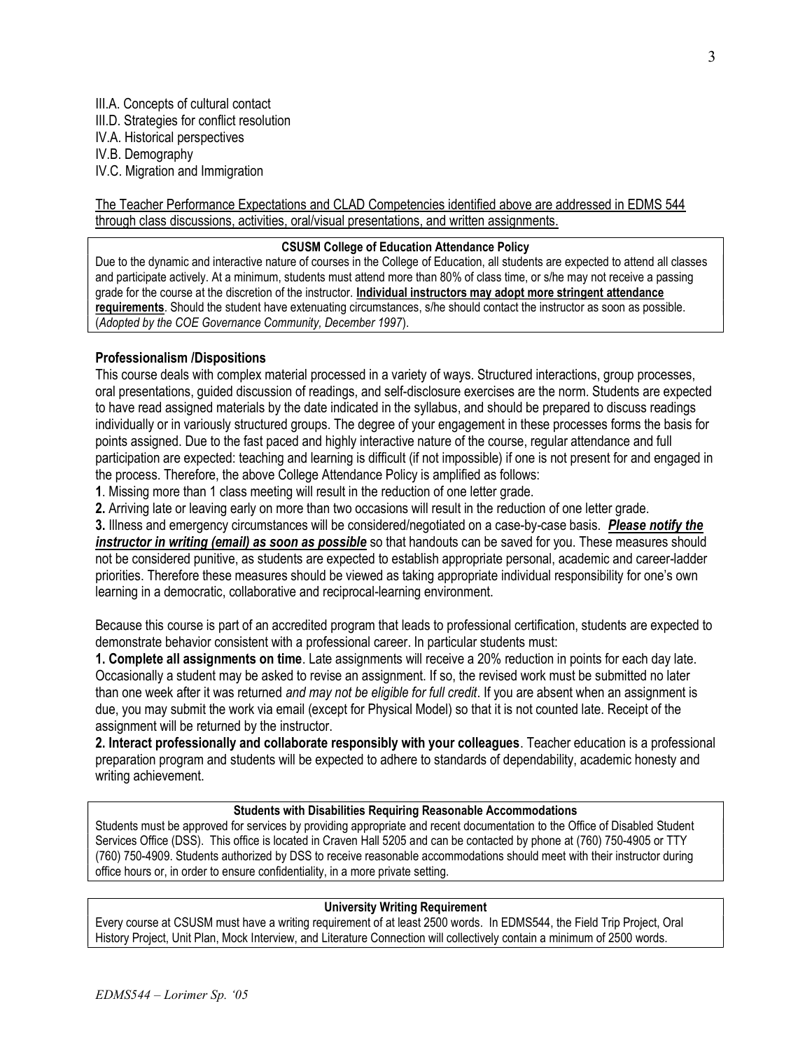III.A. Concepts of cultural contact
III.D. Strategies for conflict resolution
IV.A. Historical perspectives
IV.B. Demography
IV.C. Migration and Immigration

The Teacher Performance Expectations and CLAD Competencies identified above are addressed in EDMS 544 through class discussions, activities, oral/visual presentations, and written assignments.

**CSUSM College of Education Attendance Policy**

Due to the dynamic and interactive nature of courses in the College of Education, all students are expected to attend all classes and participate actively. At a minimum, students must attend more than 80% of class time, or s/he may not receive a passing grade for the course at the discretion of the instructor. **Individual instructors may adopt more stringent attendance requirements**. Should the student have extenuating circumstances, s/he should contact the instructor as soon as possible. (*Adopted by the COE Governance Community, December 1997*).

### Professionalism /Dispositions

This course deals with complex material processed in a variety of ways. Structured interactions, group processes, oral presentations, guided discussion of readings, and self-disclosure exercises are the norm. Students are expected to have read assigned materials by the date indicated in the syllabus, and should be prepared to discuss readings individually or in variously structured groups. The degree of your engagement in these processes forms the basis for points assigned. Due to the fast paced and highly interactive nature of the course, regular attendance and full participation are expected: teaching and learning is difficult (if not impossible) if one is not present for and engaged in the process. Therefore, the above College Attendance Policy is amplified as follows:

**1**. Missing more than 1 class meeting will result in the reduction of one letter grade.

**2.** Arriving late or leaving early on more than two occasions will result in the reduction of one letter grade.

**3.** Illness and emergency circumstances will be considered/negotiated on a case-by-case basis. ***Please notify the instructor in writing (email) as soon as possible*** so that handouts can be saved for you. These measures should not be considered punitive, as students are expected to establish appropriate personal, academic and career-ladder priorities. Therefore these measures should be viewed as taking appropriate individual responsibility for one's own learning in a democratic, collaborative and reciprocal-learning environment.

Because this course is part of an accredited program that leads to professional certification, students are expected to demonstrate behavior consistent with a professional career. In particular students must:

**1. Complete all assignments on time**. Late assignments will receive a 20% reduction in points for each day late. Occasionally a student may be asked to revise an assignment. If so, the revised work must be submitted no later than one week after it was returned *and may not be eligible for full credit*. If you are absent when an assignment is due, you may submit the work via email (except for Physical Model) so that it is not counted late. Receipt of the assignment will be returned by the instructor.

**2. Interact professionally and collaborate responsibly with your colleagues**. Teacher education is a professional preparation program and students will be expected to adhere to standards of dependability, academic honesty and writing achievement.

**Students with Disabilities Requiring Reasonable Accommodations**

Students must be approved for services by providing appropriate and recent documentation to the Office of Disabled Student Services Office (DSS). This office is located in Craven Hall 5205 and can be contacted by phone at (760) 750-4905 or TTY (760) 750-4909. Students authorized by DSS to receive reasonable accommodations should meet with their instructor during office hours or, in order to ensure confidentiality, in a more private setting.

**University Writing Requirement**

Every course at CSUSM must have a writing requirement of at least 2500 words. In EDMS544, the Field Trip Project, Oral History Project, Unit Plan, Mock Interview, and Literature Connection will collectively contain a minimum of 2500 words.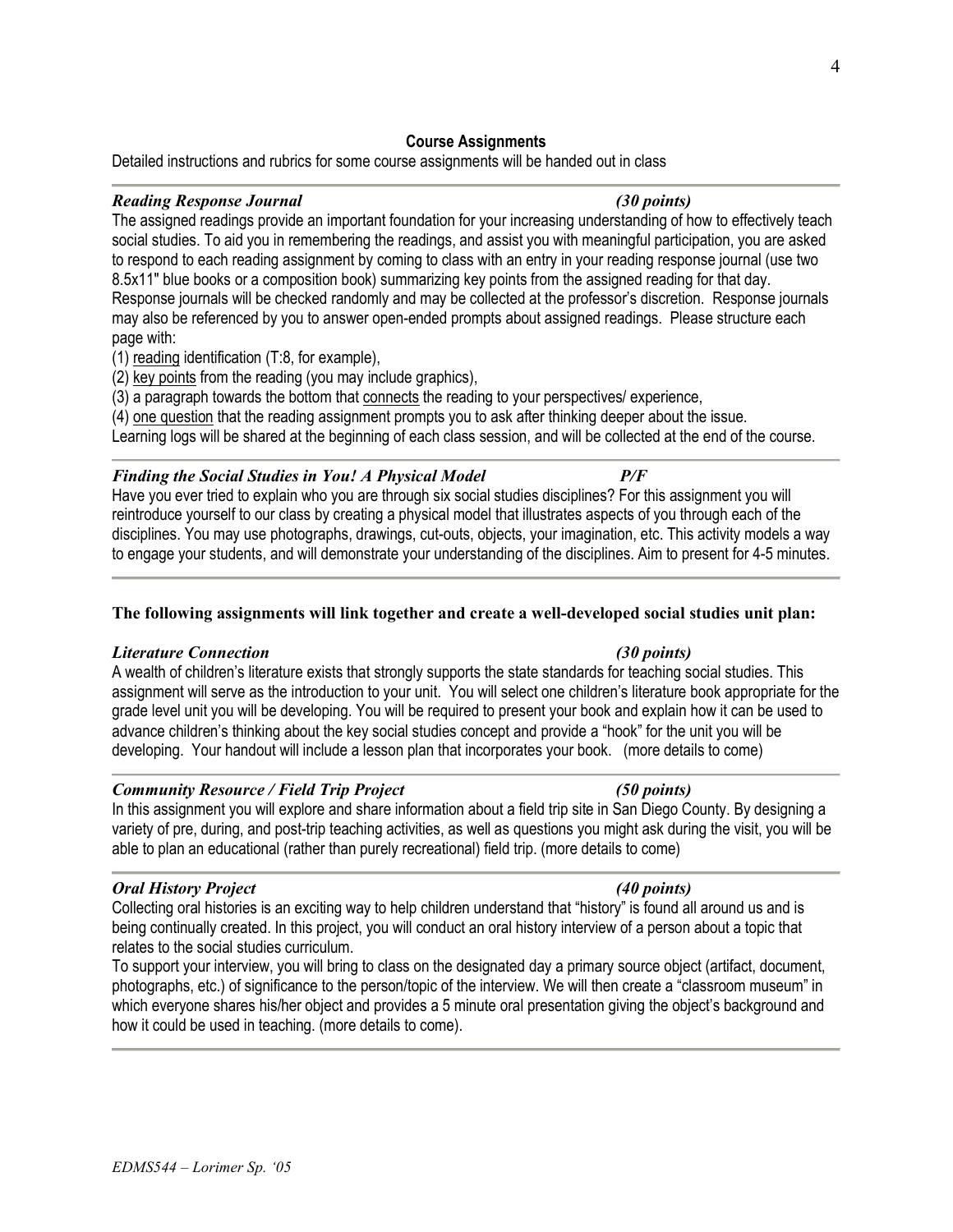## Course Assignments

Detailed instructions and rubrics for some course assignments will be handed out in class

---

### *Reading Response Journal* *(30 points)*

The assigned readings provide an important foundation for your increasing understanding of how to effectively teach social studies. To aid you in remembering the readings, and assist you with meaningful participation, you are asked to respond to each reading assignment by coming to class with an entry in your reading response journal (use two 8.5x11" blue books or a composition book) summarizing key points from the assigned reading for that day. Response journals will be checked randomly and may be collected at the professor's discretion. Response journals may also be referenced by you to answer open-ended prompts about assigned readings. Please structure each page with:

(1) <u>reading</u> identification (T:8, for example),
(2) <u>key points</u> from the reading (you may include graphics),
(3) a paragraph towards the bottom that <u>connects</u> the reading to your perspectives/ experience,
(4) <u>one question</u> that the reading assignment prompts you to ask after thinking deeper about the issue.

Learning logs will be shared at the beginning of each class session, and will be collected at the end of the course.

---

### *Finding the Social Studies in You! A Physical Model* *P/F*

Have you ever tried to explain who you are through six social studies disciplines? For this assignment you will reintroduce yourself to our class by creating a physical model that illustrates aspects of you through each of the disciplines. You may use photographs, drawings, cut-outs, objects, your imagination, etc. This activity models a way to engage your students, and will demonstrate your understanding of the disciplines. Aim to present for 4-5 minutes.

---

**The following assignments will link together and create a well-developed social studies unit plan:**

### *Literature Connection* *(30 points)*

A wealth of children's literature exists that strongly supports the state standards for teaching social studies. This assignment will serve as the introduction to your unit. You will select one children's literature book appropriate for the grade level unit you will be developing. You will be required to present your book and explain how it can be used to advance children's thinking about the key social studies concept and provide a "hook" for the unit you will be developing. Your handout will include a lesson plan that incorporates your book. (more details to come)

---

### *Community Resource / Field Trip Project* *(50 points)*

In this assignment you will explore and share information about a field trip site in San Diego County. By designing a variety of pre, during, and post-trip teaching activities, as well as questions you might ask during the visit, you will be able to plan an educational (rather than purely recreational) field trip. (more details to come)

---

### *Oral History Project* *(40 points)*

Collecting oral histories is an exciting way to help children understand that "history" is found all around us and is being continually created. In this project, you will conduct an oral history interview of a person about a topic that relates to the social studies curriculum.

To support your interview, you will bring to class on the designated day a primary source object (artifact, document, photographs, etc.) of significance to the person/topic of the interview. We will then create a "classroom museum" in which everyone shares his/her object and provides a 5 minute oral presentation giving the object's background and how it could be used in teaching. (more details to come).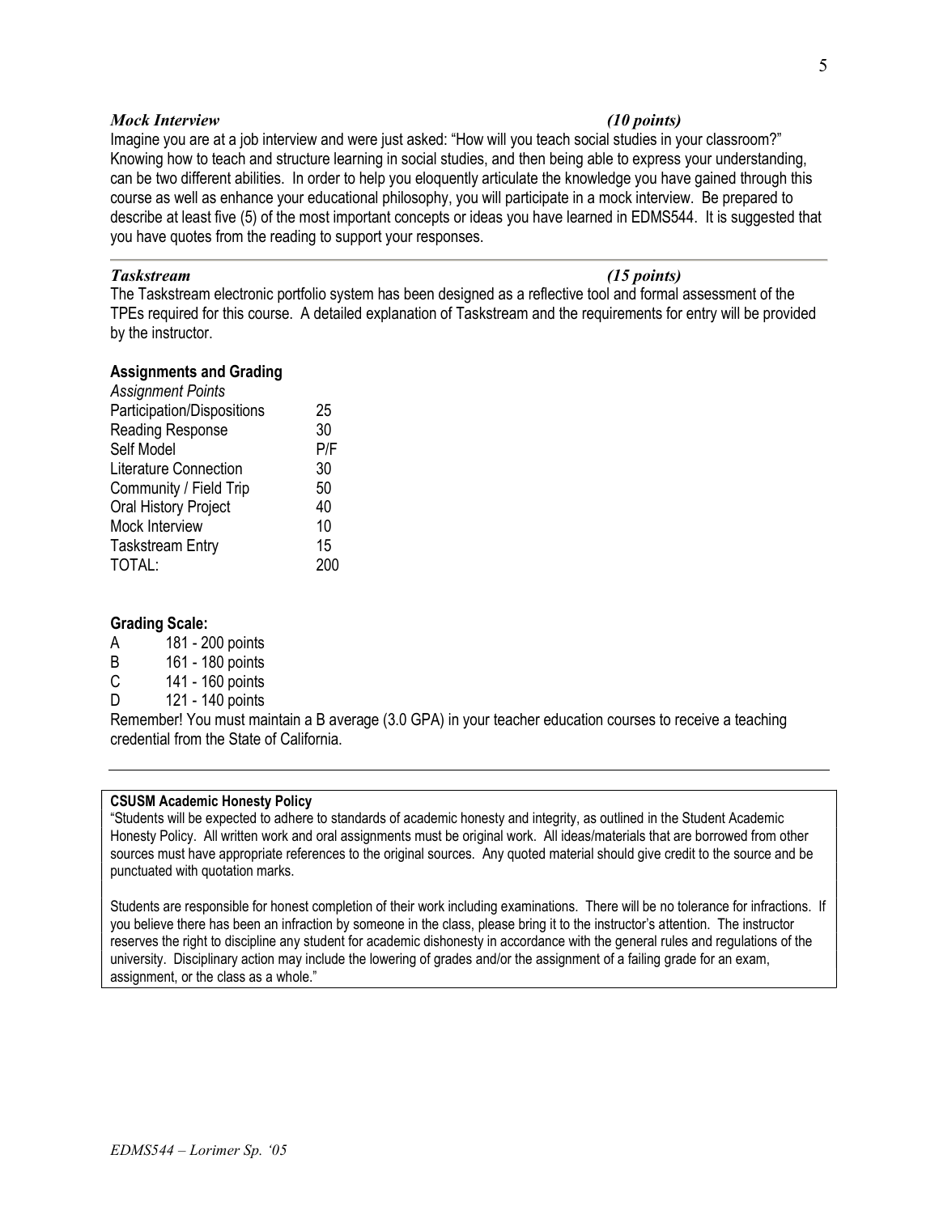***Mock Interview*** ***(10 points)***

Imagine you are at a job interview and were just asked: “How will you teach social studies in your classroom?” Knowing how to teach and structure learning in social studies, and then being able to express your understanding, can be two different abilities. In order to help you eloquently articulate the knowledge you have gained through this course as well as enhance your educational philosophy, you will participate in a mock interview. Be prepared to describe at least five (5) of the most important concepts or ideas you have learned in EDMS544. It is suggested that you have quotes from the reading to support your responses.

---

***Taskstream*** ***(15 points)***

The Taskstream electronic portfolio system has been designed as a reflective tool and formal assessment of the TPEs required for this course. A detailed explanation of Taskstream and the requirements for entry will be provided by the instructor.

**Assignments and Grading**

| *Assignment* | *Points* |
|---|---|
| Participation/Dispositions | 25 |
| Reading Response | 30 |
| Self Model | P/F |
| Literature Connection | 30 |
| Community / Field Trip | 50 |
| Oral History Project | 40 |
| Mock Interview | 10 |
| Taskstream Entry | 15 |
| TOTAL: | 200 |

**Grading Scale:**

| | |
|---|---|
| A | 181 - 200 points |
| B | 161 - 180 points |
| C | 141 - 160 points |
| D | 121 - 140 points |

Remember! You must maintain a B average (3.0 GPA) in your teacher education courses to receive a teaching credential from the State of California.

---

**CSUSM Academic Honesty Policy**

“Students will be expected to adhere to standards of academic honesty and integrity, as outlined in the Student Academic Honesty Policy. All written work and oral assignments must be original work. All ideas/materials that are borrowed from other sources must have appropriate references to the original sources. Any quoted material should give credit to the source and be punctuated with quotation marks.

Students are responsible for honest completion of their work including examinations. There will be no tolerance for infractions. If you believe there has been an infraction by someone in the class, please bring it to the instructor’s attention. The instructor reserves the right to discipline any student for academic dishonesty in accordance with the general rules and regulations of the university. Disciplinary action may include the lowering of grades and/or the assignment of a failing grade for an exam, assignment, or the class as a whole.”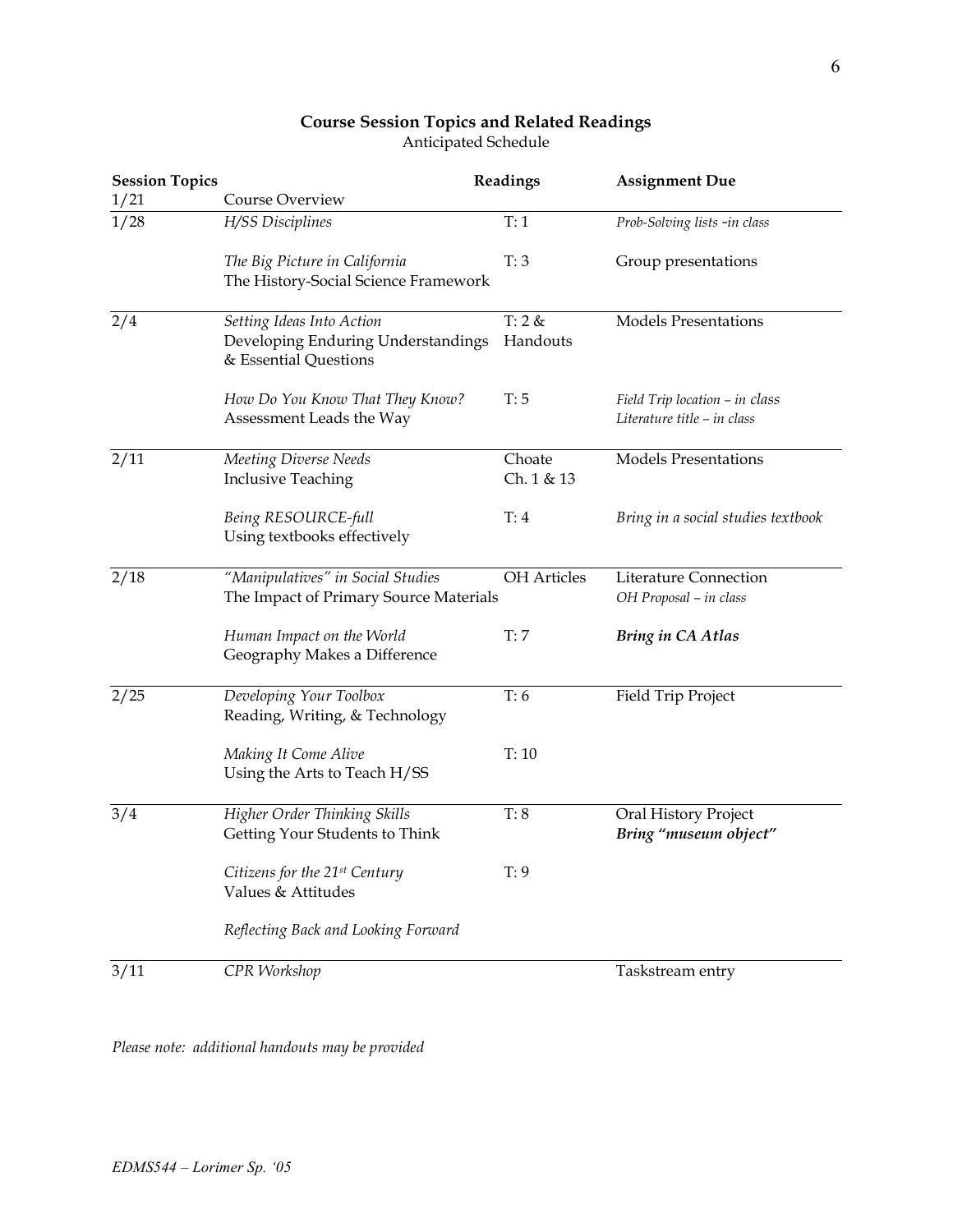**Course Session Topics and Related Readings**

Anticipated Schedule

| Session Topics | | Readings | Assignment Due |
|---|---|---|---|
| 1/21 | Course Overview | | |
| 1/28 | *H/SS Disciplines* | T: 1 | *Prob-Solving lists -in class* |
| | *The Big Picture in California* The History-Social Science Framework | T: 3 | Group presentations |
| 2/4 | *Setting Ideas Into Action* Developing Enduring Understandings & Essential Questions | T: 2 & Handouts | Models Presentations |
| | *How Do You Know That They Know?* Assessment Leads the Way | T: 5 | *Field Trip location – in class* *Literature title – in class* |
| 2/11 | *Meeting Diverse Needs* Inclusive Teaching | Choate Ch. 1 & 13 | Models Presentations |
| | *Being RESOURCE-full* Using textbooks effectively | T: 4 | *Bring in a social studies textbook* |
| 2/18 | *"Manipulatives" in Social Studies* The Impact of Primary Source Materials | OH Articles | Literature Connection *OH Proposal – in class* |
| | *Human Impact on the World* Geography Makes a Difference | T: 7 | ***Bring in CA Atlas*** |
| 2/25 | *Developing Your Toolbox* Reading, Writing, & Technology | T: 6 | Field Trip Project |
| | *Making It Come Alive* Using the Arts to Teach H/SS | T: 10 | |
| 3/4 | *Higher Order Thinking Skills* Getting Your Students to Think | T: 8 | Oral History Project ***Bring "museum object"*** |
| | *Citizens for the 21st Century* Values & Attitudes | T: 9 | |
| | *Reflecting Back and Looking Forward* | | |
| 3/11 | *CPR Workshop* | | Taskstream entry |

*Please note: additional handouts may be provided*